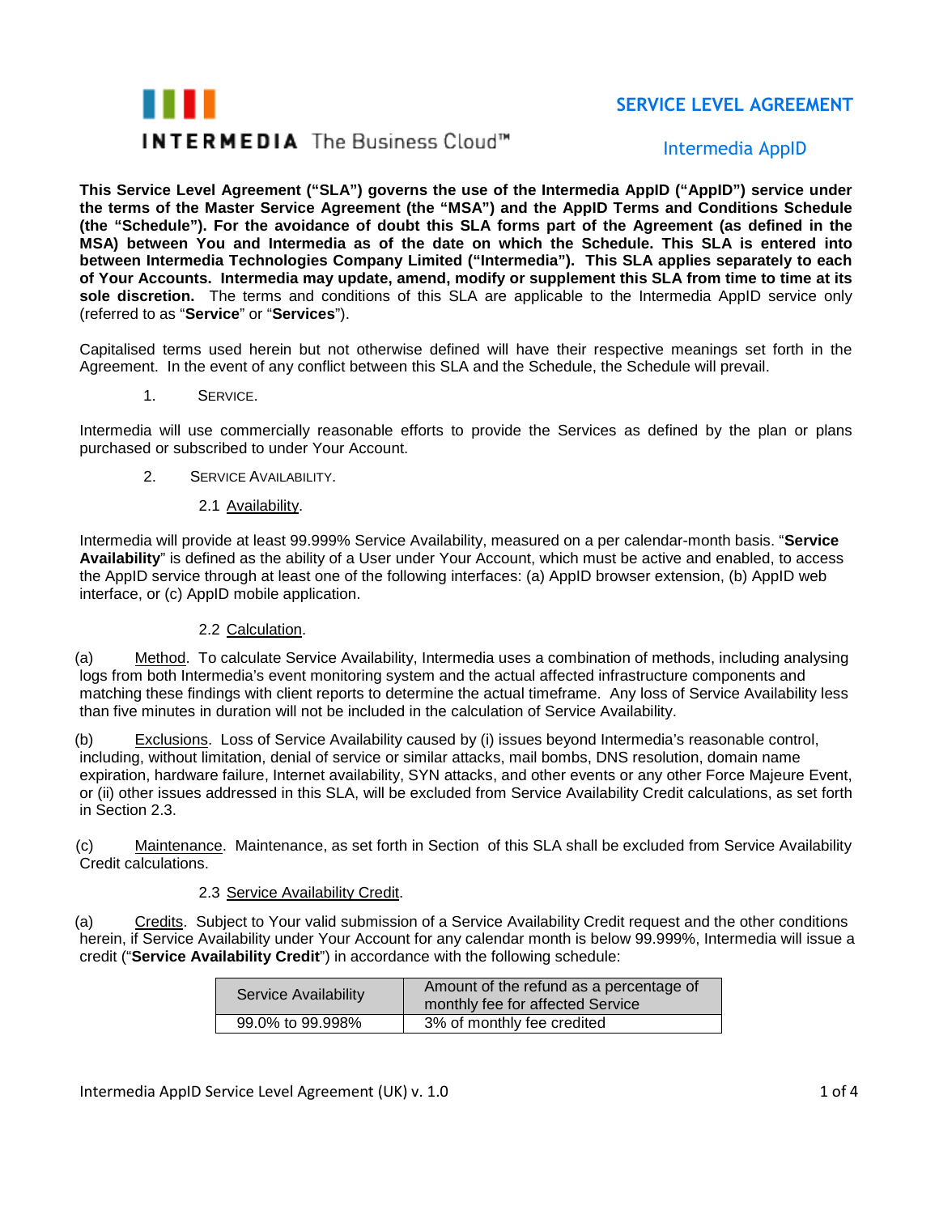# SERVICE LEVEL AGREEMENT

## Intermedia AppID

INTERMEDIA The Business Cloud™

**This Service Level Agreement ("SLA") governs the use of the Intermedia AppID ("AppID") service under the terms of the Master Service Agreement (the "MSA") and the AppID Terms and Conditions Schedule (the "Schedule"). For the avoidance of doubt this SLA forms part of the Agreement (as defined in the MSA) between You and Intermedia as of the date on which the Schedule. This SLA is entered into between Intermedia Technologies Company Limited ("Intermedia"). This SLA applies separately to each of Your Accounts. Intermedia may update, amend, modify or supplement this SLA from time to time at its sole discretion.** The terms and conditions of this SLA are applicable to the Intermedia AppID service only (referred to as "**Service**" or "**Services**").

Capitalised terms used herein but not otherwise defined will have their respective meanings set forth in the Agreement. In the event of any conflict between this SLA and the Schedule, the Schedule will prevail.

1. SERVICE.

Intermedia will use commercially reasonable efforts to provide the Services as defined by the plan or plans purchased or subscribed to under Your Account.

2. SERVICE AVAILABILITY.

2.1 Availability.

Intermedia will provide at least 99.999% Service Availability, measured on a per calendar-month basis. "**Service Availability**" is defined as the ability of a User under Your Account, which must be active and enabled, to access the AppID service through at least one of the following interfaces: (a) AppID browser extension, (b) AppID web interface, or (c) AppID mobile application.

2.2 Calculation.

(a) Method. To calculate Service Availability, Intermedia uses a combination of methods, including analysing logs from both Intermedia's event monitoring system and the actual affected infrastructure components and matching these findings with client reports to determine the actual timeframe. Any loss of Service Availability less than five minutes in duration will not be included in the calculation of Service Availability.

(b) Exclusions. Loss of Service Availability caused by (i) issues beyond Intermedia's reasonable control, including, without limitation, denial of service or similar attacks, mail bombs, DNS resolution, domain name expiration, hardware failure, Internet availability, SYN attacks, and other events or any other Force Majeure Event, or (ii) other issues addressed in this SLA, will be excluded from Service Availability Credit calculations, as set forth in Section 2.3.

(c) Maintenance. Maintenance, as set forth in Section of this SLA shall be excluded from Service Availability Credit calculations.

2.3 Service Availability Credit.

(a) Credits. Subject to Your valid submission of a Service Availability Credit request and the other conditions herein, if Service Availability under Your Account for any calendar month is below 99.999%, Intermedia will issue a credit ("**Service Availability Credit**") in accordance with the following schedule:

| Service Availability | Amount of the refund as a percentage of monthly fee for affected Service |
|---|---|
| 99.0% to 99.998% | 3% of monthly fee credited |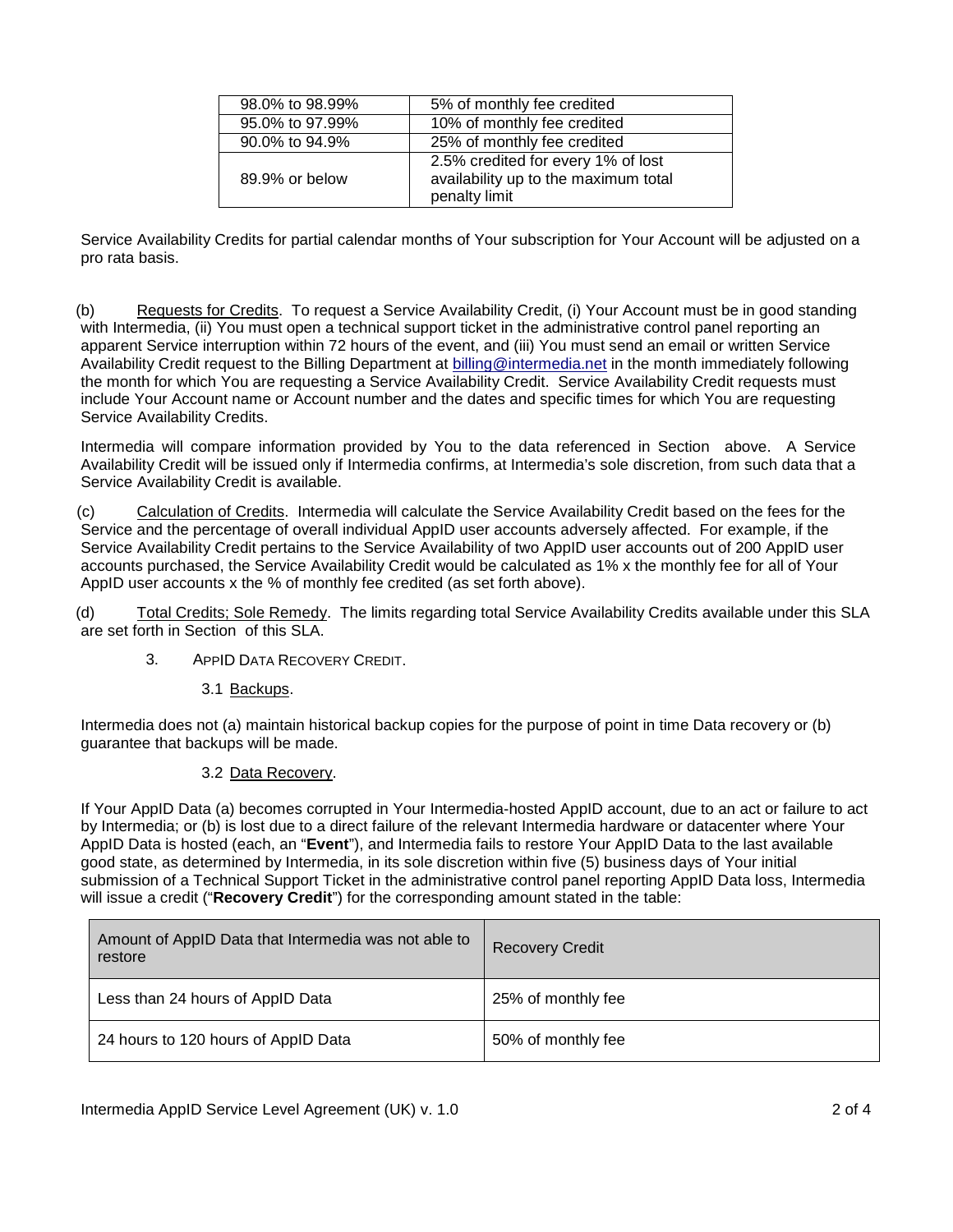| 98.0% to 98.99% | 5% of monthly fee credited |
|---|---|
| 95.0% to 97.99% | 10% of monthly fee credited |
| 90.0% to 94.9% | 25% of monthly fee credited |
| 89.9% or below | 2.5% credited for every 1% of lost availability up to the maximum total penalty limit |

Service Availability Credits for partial calendar months of Your subscription for Your Account will be adjusted on a pro rata basis.

(b) Requests for Credits. To request a Service Availability Credit, (i) Your Account must be in good standing with Intermedia, (ii) You must open a technical support ticket in the administrative control panel reporting an apparent Service interruption within 72 hours of the event, and (iii) You must send an email or written Service Availability Credit request to the Billing Department at billing@intermedia.net in the month immediately following the month for which You are requesting a Service Availability Credit. Service Availability Credit requests must include Your Account name or Account number and the dates and specific times for which You are requesting Service Availability Credits.

Intermedia will compare information provided by You to the data referenced in Section above. A Service Availability Credit will be issued only if Intermedia confirms, at Intermedia's sole discretion, from such data that a Service Availability Credit is available.

(c) Calculation of Credits. Intermedia will calculate the Service Availability Credit based on the fees for the Service and the percentage of overall individual AppID user accounts adversely affected. For example, if the Service Availability Credit pertains to the Service Availability of two AppID user accounts out of 200 AppID user accounts purchased, the Service Availability Credit would be calculated as 1% x the monthly fee for all of Your AppID user accounts x the % of monthly fee credited (as set forth above).

(d) Total Credits; Sole Remedy. The limits regarding total Service Availability Credits available under this SLA are set forth in Section of this SLA.

## 3. AppID Data Recovery Credit.

### 3.1 Backups.

Intermedia does not (a) maintain historical backup copies for the purpose of point in time Data recovery or (b) guarantee that backups will be made.

### 3.2 Data Recovery.

If Your AppID Data (a) becomes corrupted in Your Intermedia-hosted AppID account, due to an act or failure to act by Intermedia; or (b) is lost due to a direct failure of the relevant Intermedia hardware or datacenter where Your AppID Data is hosted (each, an "**Event**"), and Intermedia fails to restore Your AppID Data to the last available good state, as determined by Intermedia, in its sole discretion within five (5) business days of Your initial submission of a Technical Support Ticket in the administrative control panel reporting AppID Data loss, Intermedia will issue a credit ("**Recovery Credit**") for the corresponding amount stated in the table:

| Amount of AppID Data that Intermedia was not able to restore | Recovery Credit |
|---|---|
| Less than 24 hours of AppID Data | 25% of monthly fee |
| 24 hours to 120 hours of AppID Data | 50% of monthly fee |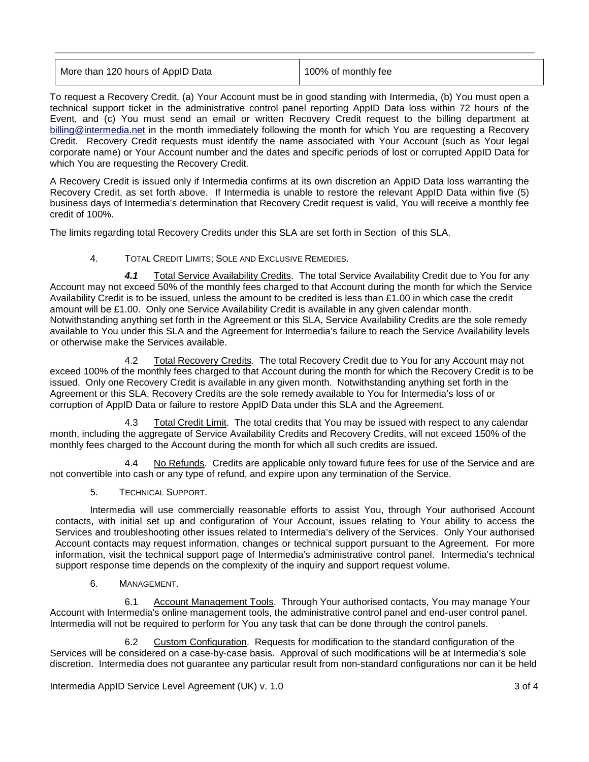| More than 120 hours of AppID Data | 100% of monthly fee |
|---|---|

To request a Recovery Credit, (a) Your Account must be in good standing with Intermedia, (b) You must open a technical support ticket in the administrative control panel reporting AppID Data loss within 72 hours of the Event, and (c) You must send an email or written Recovery Credit request to the billing department at billing@intermedia.net in the month immediately following the month for which You are requesting a Recovery Credit. Recovery Credit requests must identify the name associated with Your Account (such as Your legal corporate name) or Your Account number and the dates and specific periods of lost or corrupted AppID Data for which You are requesting the Recovery Credit.

A Recovery Credit is issued only if Intermedia confirms at its own discretion an AppID Data loss warranting the Recovery Credit, as set forth above. If Intermedia is unable to restore the relevant AppID Data within five (5) business days of Intermedia's determination that Recovery Credit request is valid, You will receive a monthly fee credit of 100%.

The limits regarding total Recovery Credits under this SLA are set forth in Section of this SLA.

4. TOTAL CREDIT LIMITS; SOLE AND EXCLUSIVE REMEDIES.

***4.1*** Total Service Availability Credits. The total Service Availability Credit due to You for any Account may not exceed 50% of the monthly fees charged to that Account during the month for which the Service Availability Credit is to be issued, unless the amount to be credited is less than £1.00 in which case the credit amount will be £1.00. Only one Service Availability Credit is available in any given calendar month. Notwithstanding anything set forth in the Agreement or this SLA, Service Availability Credits are the sole remedy available to You under this SLA and the Agreement for Intermedia's failure to reach the Service Availability levels or otherwise make the Services available.

4.2 Total Recovery Credits. The total Recovery Credit due to You for any Account may not exceed 100% of the monthly fees charged to that Account during the month for which the Recovery Credit is to be issued. Only one Recovery Credit is available in any given month. Notwithstanding anything set forth in the Agreement or this SLA, Recovery Credits are the sole remedy available to You for Intermedia's loss of or corruption of AppID Data or failure to restore AppID Data under this SLA and the Agreement.

4.3 Total Credit Limit. The total credits that You may be issued with respect to any calendar month, including the aggregate of Service Availability Credits and Recovery Credits, will not exceed 150% of the monthly fees charged to the Account during the month for which all such credits are issued.

4.4 No Refunds. Credits are applicable only toward future fees for use of the Service and are not convertible into cash or any type of refund, and expire upon any termination of the Service.

5. TECHNICAL SUPPORT.

Intermedia will use commercially reasonable efforts to assist You, through Your authorised Account contacts, with initial set up and configuration of Your Account, issues relating to Your ability to access the Services and troubleshooting other issues related to Intermedia's delivery of the Services. Only Your authorised Account contacts may request information, changes or technical support pursuant to the Agreement. For more information, visit the technical support page of Intermedia's administrative control panel. Intermedia's technical support response time depends on the complexity of the inquiry and support request volume.

6. MANAGEMENT.

6.1 Account Management Tools. Through Your authorised contacts, You may manage Your Account with Intermedia's online management tools, the administrative control panel and end-user control panel. Intermedia will not be required to perform for You any task that can be done through the control panels.

6.2 Custom Configuration. Requests for modification to the standard configuration of the Services will be considered on a case-by-case basis. Approval of such modifications will be at Intermedia's sole discretion. Intermedia does not guarantee any particular result from non-standard configurations nor can it be held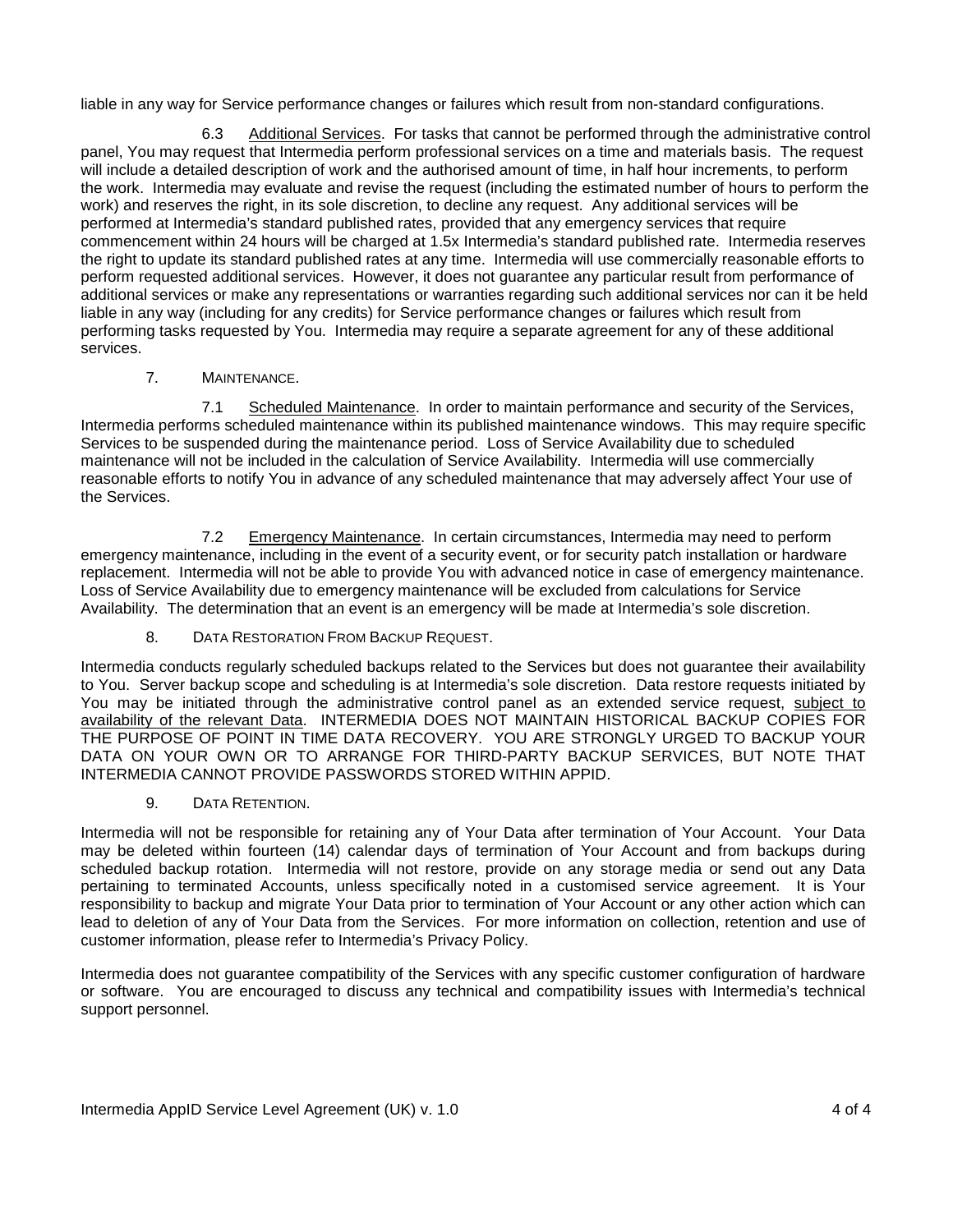liable in any way for Service performance changes or failures which result from non-standard configurations.

6.3 Additional Services. For tasks that cannot be performed through the administrative control panel, You may request that Intermedia perform professional services on a time and materials basis. The request will include a detailed description of work and the authorised amount of time, in half hour increments, to perform the work. Intermedia may evaluate and revise the request (including the estimated number of hours to perform the work) and reserves the right, in its sole discretion, to decline any request. Any additional services will be performed at Intermedia's standard published rates, provided that any emergency services that require commencement within 24 hours will be charged at 1.5x Intermedia's standard published rate. Intermedia reserves the right to update its standard published rates at any time. Intermedia will use commercially reasonable efforts to perform requested additional services. However, it does not guarantee any particular result from performance of additional services or make any representations or warranties regarding such additional services nor can it be held liable in any way (including for any credits) for Service performance changes or failures which result from performing tasks requested by You. Intermedia may require a separate agreement for any of these additional services.

## 7. MAINTENANCE.

7.1 Scheduled Maintenance. In order to maintain performance and security of the Services, Intermedia performs scheduled maintenance within its published maintenance windows. This may require specific Services to be suspended during the maintenance period. Loss of Service Availability due to scheduled maintenance will not be included in the calculation of Service Availability. Intermedia will use commercially reasonable efforts to notify You in advance of any scheduled maintenance that may adversely affect Your use of the Services.

7.2 Emergency Maintenance. In certain circumstances, Intermedia may need to perform emergency maintenance, including in the event of a security event, or for security patch installation or hardware replacement. Intermedia will not be able to provide You with advanced notice in case of emergency maintenance. Loss of Service Availability due to emergency maintenance will be excluded from calculations for Service Availability. The determination that an event is an emergency will be made at Intermedia's sole discretion.

## 8. DATA RESTORATION FROM BACKUP REQUEST.

Intermedia conducts regularly scheduled backups related to the Services but does not guarantee their availability to You. Server backup scope and scheduling is at Intermedia's sole discretion. Data restore requests initiated by You may be initiated through the administrative control panel as an extended service request, subject to availability of the relevant Data. INTERMEDIA DOES NOT MAINTAIN HISTORICAL BACKUP COPIES FOR THE PURPOSE OF POINT IN TIME DATA RECOVERY. YOU ARE STRONGLY URGED TO BACKUP YOUR DATA ON YOUR OWN OR TO ARRANGE FOR THIRD-PARTY BACKUP SERVICES, BUT NOTE THAT INTERMEDIA CANNOT PROVIDE PASSWORDS STORED WITHIN APPID.

## 9. DATA RETENTION.

Intermedia will not be responsible for retaining any of Your Data after termination of Your Account. Your Data may be deleted within fourteen (14) calendar days of termination of Your Account and from backups during scheduled backup rotation. Intermedia will not restore, provide on any storage media or send out any Data pertaining to terminated Accounts, unless specifically noted in a customised service agreement. It is Your responsibility to backup and migrate Your Data prior to termination of Your Account or any other action which can lead to deletion of any of Your Data from the Services. For more information on collection, retention and use of customer information, please refer to Intermedia's Privacy Policy.

Intermedia does not guarantee compatibility of the Services with any specific customer configuration of hardware or software. You are encouraged to discuss any technical and compatibility issues with Intermedia's technical support personnel.